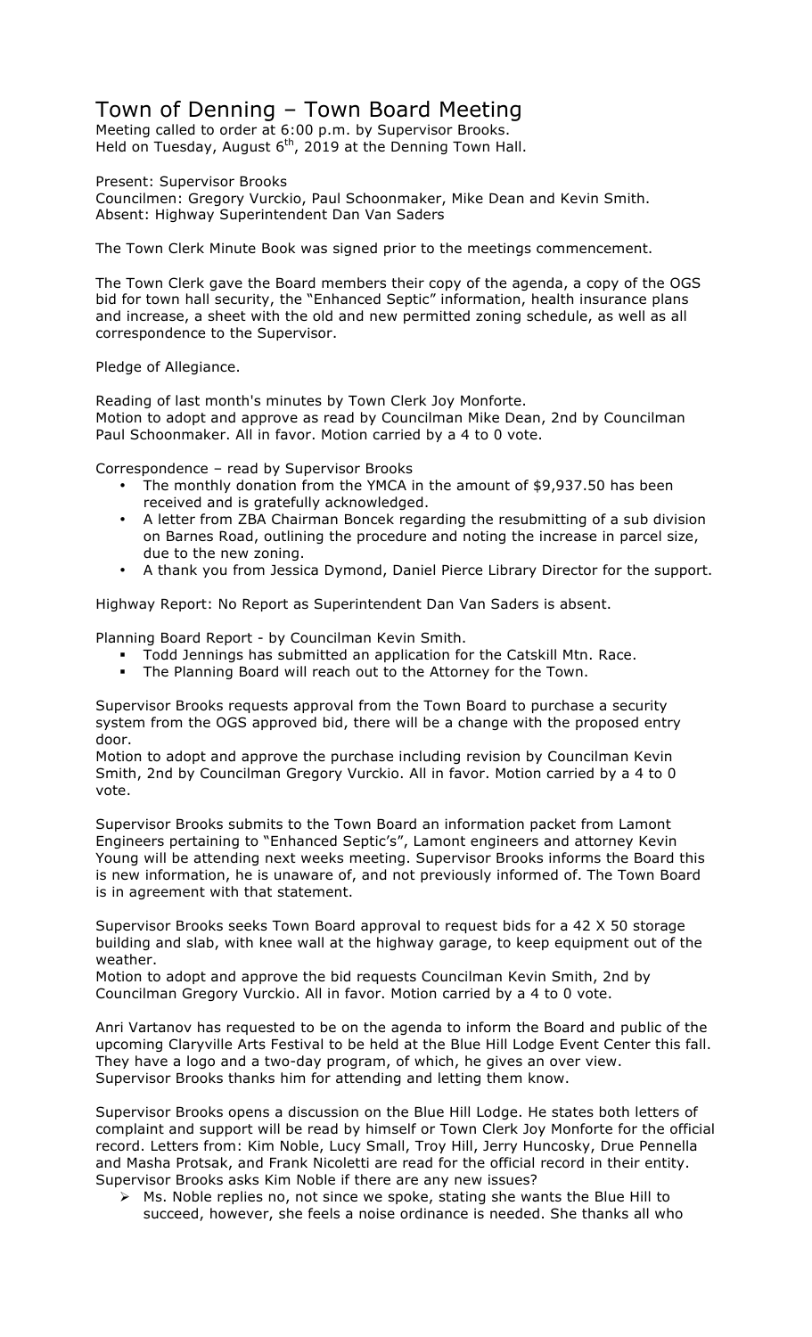# Town of Denning – Town Board Meeting

Meeting called to order at 6:00 p.m. by Supervisor Brooks.
Held on Tuesday, August 6th, 2019 at the Denning Town Hall.

Present: Supervisor Brooks
Councilmen: Gregory Vurckio, Paul Schoonmaker, Mike Dean and Kevin Smith.
Absent: Highway Superintendent Dan Van Saders

The Town Clerk Minute Book was signed prior to the meetings commencement.

The Town Clerk gave the Board members their copy of the agenda, a copy of the OGS bid for town hall security, the "Enhanced Septic" information, health insurance plans and increase, a sheet with the old and new permitted zoning schedule, as well as all correspondence to the Supervisor.

Pledge of Allegiance.

Reading of last month's minutes by Town Clerk Joy Monforte.
Motion to adopt and approve as read by Councilman Mike Dean, 2nd by Councilman Paul Schoonmaker. All in favor. Motion carried by a 4 to 0 vote.

Correspondence – read by Supervisor Brooks

- The monthly donation from the YMCA in the amount of $9,937.50 has been received and is gratefully acknowledged.
- A letter from ZBA Chairman Boncek regarding the resubmitting of a sub division on Barnes Road, outlining the procedure and noting the increase in parcel size, due to the new zoning.
- A thank you from Jessica Dymond, Daniel Pierce Library Director for the support.

Highway Report: No Report as Superintendent Dan Van Saders is absent.

Planning Board Report - by Councilman Kevin Smith.

- Todd Jennings has submitted an application for the Catskill Mtn. Race.
- The Planning Board will reach out to the Attorney for the Town.

Supervisor Brooks requests approval from the Town Board to purchase a security system from the OGS approved bid, there will be a change with the proposed entry door.
Motion to adopt and approve the purchase including revision by Councilman Kevin Smith, 2nd by Councilman Gregory Vurckio. All in favor. Motion carried by a 4 to 0 vote.

Supervisor Brooks submits to the Town Board an information packet from Lamont Engineers pertaining to "Enhanced Septic's", Lamont engineers and attorney Kevin Young will be attending next weeks meeting. Supervisor Brooks informs the Board this is new information, he is unaware of, and not previously informed of. The Town Board is in agreement with that statement.

Supervisor Brooks seeks Town Board approval to request bids for a 42 X 50 storage building and slab, with knee wall at the highway garage, to keep equipment out of the weather.
Motion to adopt and approve the bid requests Councilman Kevin Smith, 2nd by Councilman Gregory Vurckio. All in favor. Motion carried by a 4 to 0 vote.

Anri Vartanov has requested to be on the agenda to inform the Board and public of the upcoming Claryville Arts Festival to be held at the Blue Hill Lodge Event Center this fall. They have a logo and a two-day program, of which, he gives an over view. Supervisor Brooks thanks him for attending and letting them know.

Supervisor Brooks opens a discussion on the Blue Hill Lodge. He states both letters of complaint and support will be read by himself or Town Clerk Joy Monforte for the official record. Letters from: Kim Noble, Lucy Small, Troy Hill, Jerry Huncosky, Drue Pennella and Masha Protsak, and Frank Nicoletti are read for the official record in their entity. Supervisor Brooks asks Kim Noble if there are any new issues?

- Ms. Noble replies no, not since we spoke, stating she wants the Blue Hill to succeed, however, she feels a noise ordinance is needed. She thanks all who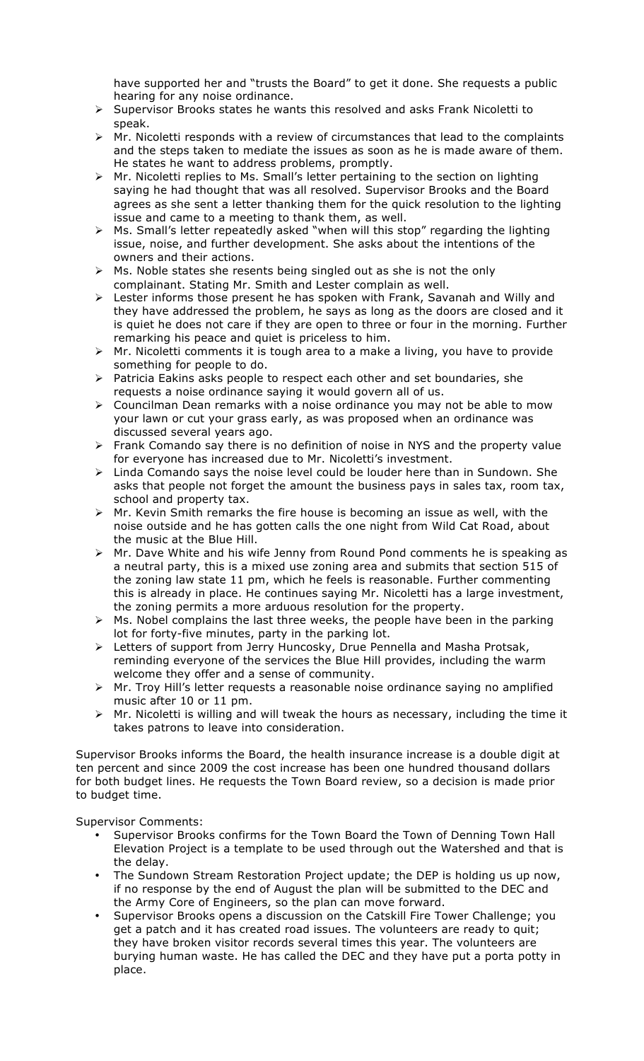have supported her and "trusts the Board" to get it done. She requests a public hearing for any noise ordinance.

- Supervisor Brooks states he wants this resolved and asks Frank Nicoletti to speak.
- Mr. Nicoletti responds with a review of circumstances that lead to the complaints and the steps taken to mediate the issues as soon as he is made aware of them. He states he want to address problems, promptly.
- Mr. Nicoletti replies to Ms. Small's letter pertaining to the section on lighting saying he had thought that was all resolved. Supervisor Brooks and the Board agrees as she sent a letter thanking them for the quick resolution to the lighting issue and came to a meeting to thank them, as well.
- Ms. Small's letter repeatedly asked "when will this stop" regarding the lighting issue, noise, and further development. She asks about the intentions of the owners and their actions.
- Ms. Noble states she resents being singled out as she is not the only complainant. Stating Mr. Smith and Lester complain as well.
- Lester informs those present he has spoken with Frank, Savanah and Willy and they have addressed the problem, he says as long as the doors are closed and it is quiet he does not care if they are open to three or four in the morning. Further remarking his peace and quiet is priceless to him.
- Mr. Nicoletti comments it is tough area to a make a living, you have to provide something for people to do.
- Patricia Eakins asks people to respect each other and set boundaries, she requests a noise ordinance saying it would govern all of us.
- Councilman Dean remarks with a noise ordinance you may not be able to mow your lawn or cut your grass early, as was proposed when an ordinance was discussed several years ago.
- Frank Comando say there is no definition of noise in NYS and the property value for everyone has increased due to Mr. Nicoletti's investment.
- Linda Comando says the noise level could be louder here than in Sundown. She asks that people not forget the amount the business pays in sales tax, room tax, school and property tax.
- Mr. Kevin Smith remarks the fire house is becoming an issue as well, with the noise outside and he has gotten calls the one night from Wild Cat Road, about the music at the Blue Hill.
- Mr. Dave White and his wife Jenny from Round Pond comments he is speaking as a neutral party, this is a mixed use zoning area and submits that section 515 of the zoning law state 11 pm, which he feels is reasonable. Further commenting this is already in place. He continues saying Mr. Nicoletti has a large investment, the zoning permits a more arduous resolution for the property.
- Ms. Nobel complains the last three weeks, the people have been in the parking lot for forty-five minutes, party in the parking lot.
- Letters of support from Jerry Huncosky, Drue Pennella and Masha Protsak, reminding everyone of the services the Blue Hill provides, including the warm welcome they offer and a sense of community.
- Mr. Troy Hill's letter requests a reasonable noise ordinance saying no amplified music after 10 or 11 pm.
- Mr. Nicoletti is willing and will tweak the hours as necessary, including the time it takes patrons to leave into consideration.

Supervisor Brooks informs the Board, the health insurance increase is a double digit at ten percent and since 2009 the cost increase has been one hundred thousand dollars for both budget lines. He requests the Town Board review, so a decision is made prior to budget time.

Supervisor Comments:

- Supervisor Brooks confirms for the Town Board the Town of Denning Town Hall Elevation Project is a template to be used through out the Watershed and that is the delay.
- The Sundown Stream Restoration Project update; the DEP is holding us up now, if no response by the end of August the plan will be submitted to the DEC and the Army Core of Engineers, so the plan can move forward.
- Supervisor Brooks opens a discussion on the Catskill Fire Tower Challenge; you get a patch and it has created road issues. The volunteers are ready to quit; they have broken visitor records several times this year. The volunteers are burying human waste. He has called the DEC and they have put a porta potty in place.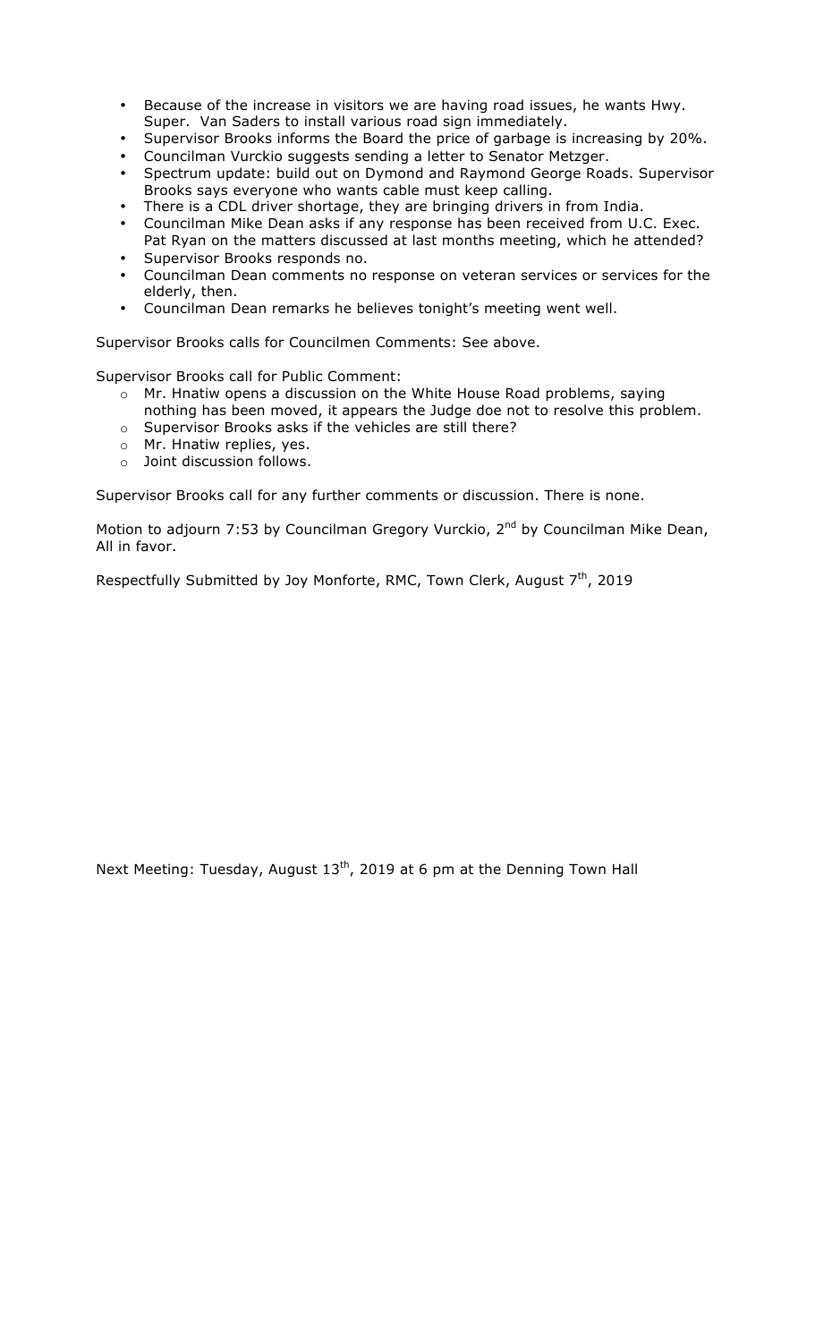- Because of the increase in visitors we are having road issues, he wants Hwy. Super. Van Saders to install various road sign immediately.
- Supervisor Brooks informs the Board the price of garbage is increasing by 20%.
- Councilman Vurckio suggests sending a letter to Senator Metzger.
- Spectrum update: build out on Dymond and Raymond George Roads. Supervisor Brooks says everyone who wants cable must keep calling.
- There is a CDL driver shortage, they are bringing drivers in from India.
- Councilman Mike Dean asks if any response has been received from U.C. Exec. Pat Ryan on the matters discussed at last months meeting, which he attended?
- Supervisor Brooks responds no.
- Councilman Dean comments no response on veteran services or services for the elderly, then.
- Councilman Dean remarks he believes tonight's meeting went well.

Supervisor Brooks calls for Councilmen Comments: See above.

Supervisor Brooks call for Public Comment:

- Mr. Hnatiw opens a discussion on the White House Road problems, saying nothing has been moved, it appears the Judge doe not to resolve this problem.
- Supervisor Brooks asks if the vehicles are still there?
- Mr. Hnatiw replies, yes.
- Joint discussion follows.

Supervisor Brooks call for any further comments or discussion. There is none.

Motion to adjourn 7:53 by Councilman Gregory Vurckio, 2nd by Councilman Mike Dean, All in favor.

Respectfully Submitted by Joy Monforte, RMC, Town Clerk, August 7th, 2019

Next Meeting: Tuesday, August 13th, 2019 at 6 pm at the Denning Town Hall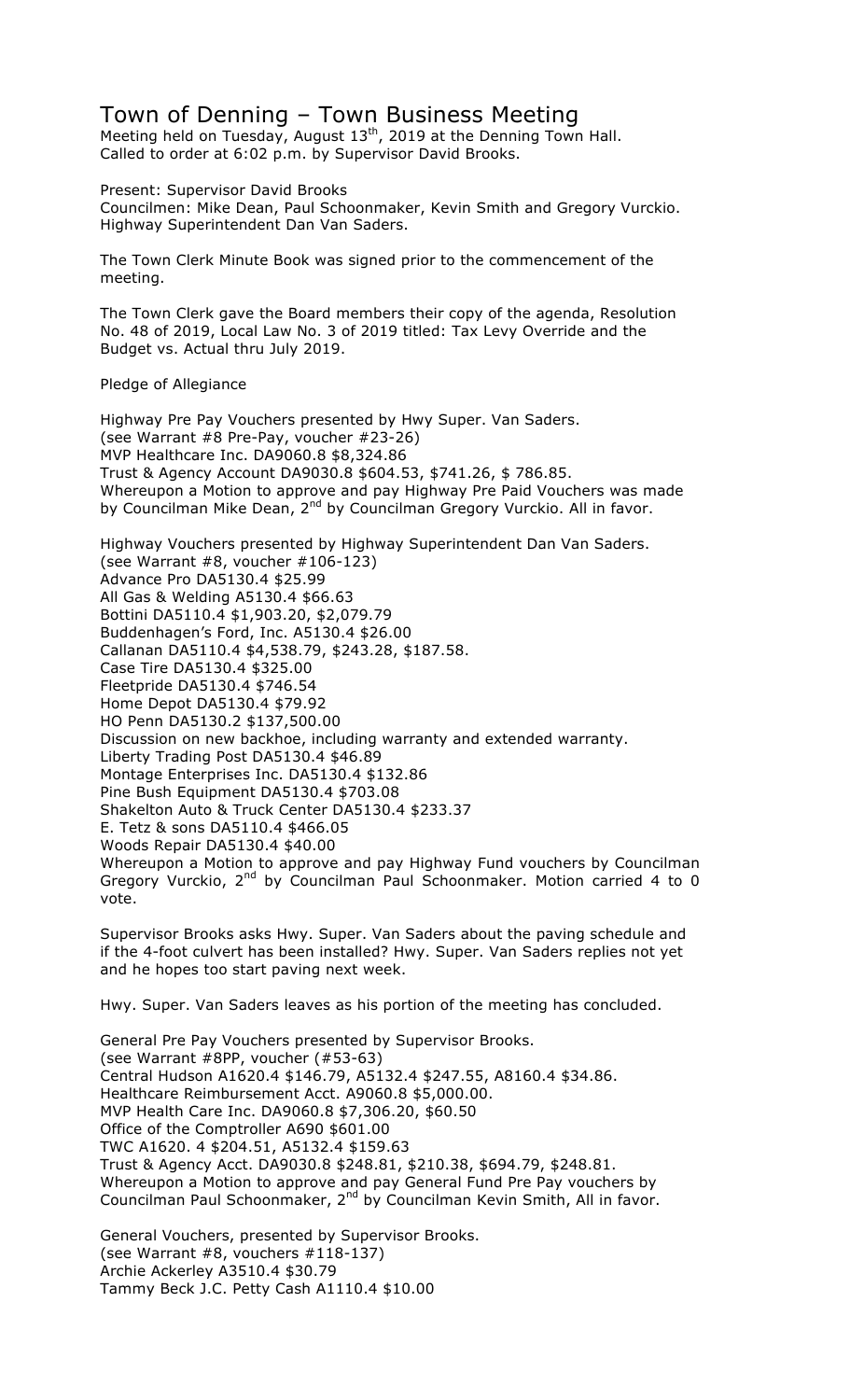# Town of Denning – Town Business Meeting

Meeting held on Tuesday, August 13th, 2019 at the Denning Town Hall.
Called to order at 6:02 p.m. by Supervisor David Brooks.

Present: Supervisor David Brooks
Councilmen: Mike Dean, Paul Schoonmaker, Kevin Smith and Gregory Vurckio.
Highway Superintendent Dan Van Saders.

The Town Clerk Minute Book was signed prior to the commencement of the meeting.

The Town Clerk gave the Board members their copy of the agenda, Resolution No. 48 of 2019, Local Law No. 3 of 2019 titled: Tax Levy Override and the Budget vs. Actual thru July 2019.

Pledge of Allegiance

Highway Pre Pay Vouchers presented by Hwy Super. Van Saders.
(see Warrant #8 Pre-Pay, voucher #23-26)
MVP Healthcare Inc. DA9060.8 $8,324.86
Trust & Agency Account DA9030.8 $604.53, $741.26, $ 786.85.
Whereupon a Motion to approve and pay Highway Pre Paid Vouchers was made by Councilman Mike Dean, 2nd by Councilman Gregory Vurckio. All in favor.

Highway Vouchers presented by Highway Superintendent Dan Van Saders.
(see Warrant #8, voucher #106-123)
Advance Pro DA5130.4 $25.99
All Gas & Welding A5130.4 $66.63
Bottini DA5110.4 $1,903.20, $2,079.79
Buddenhagen's Ford, Inc. A5130.4 $26.00
Callanan DA5110.4 $4,538.79, $243.28, $187.58.
Case Tire DA5130.4 $325.00
Fleetpride DA5130.4 $746.54
Home Depot DA5130.4 $79.92
HO Penn DA5130.2 $137,500.00
Discussion on new backhoe, including warranty and extended warranty.
Liberty Trading Post DA5130.4 $46.89
Montage Enterprises Inc. DA5130.4 $132.86
Pine Bush Equipment DA5130.4 $703.08
Shakelton Auto & Truck Center DA5130.4 $233.37
E. Tetz & sons DA5110.4 $466.05
Woods Repair DA5130.4 $40.00
Whereupon a Motion to approve and pay Highway Fund vouchers by Councilman Gregory Vurckio, 2nd by Councilman Paul Schoonmaker. Motion carried 4 to 0 vote.

Supervisor Brooks asks Hwy. Super. Van Saders about the paving schedule and if the 4-foot culvert has been installed? Hwy. Super. Van Saders replies not yet and he hopes too start paving next week.

Hwy. Super. Van Saders leaves as his portion of the meeting has concluded.

General Pre Pay Vouchers presented by Supervisor Brooks.
(see Warrant #8PP, voucher (#53-63)
Central Hudson A1620.4 $146.79, A5132.4 $247.55, A8160.4 $34.86.
Healthcare Reimbursement Acct. A9060.8 $5,000.00.
MVP Health Care Inc. DA9060.8 $7,306.20, $60.50
Office of the Comptroller A690 $601.00
TWC A1620. 4 $204.51, A5132.4 $159.63
Trust & Agency Acct. DA9030.8 $248.81, $210.38, $694.79, $248.81.
Whereupon a Motion to approve and pay General Fund Pre Pay vouchers by Councilman Paul Schoonmaker, 2nd by Councilman Kevin Smith, All in favor.

General Vouchers, presented by Supervisor Brooks.
(see Warrant #8, vouchers #118-137)
Archie Ackerley A3510.4 $30.79
Tammy Beck J.C. Petty Cash A1110.4 $10.00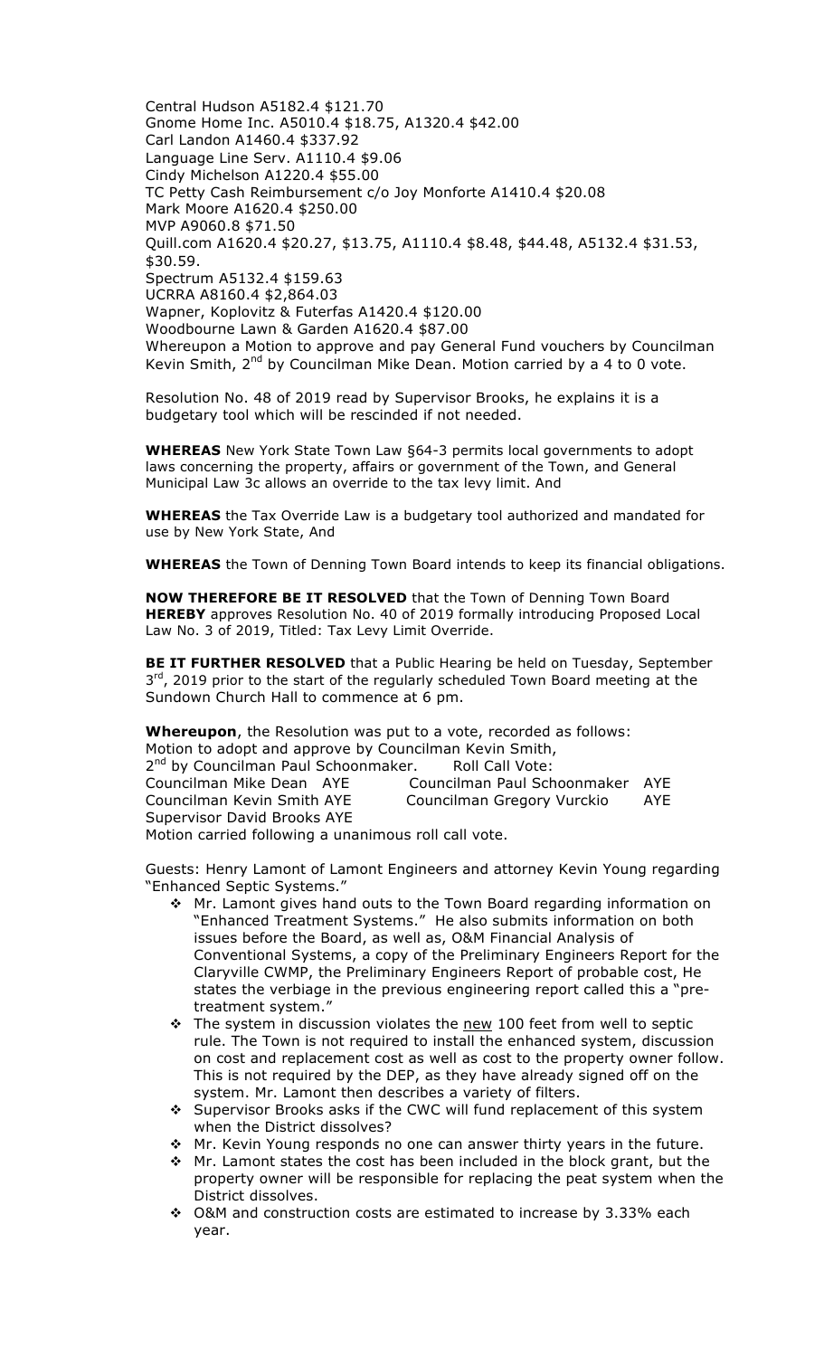Central Hudson A5182.4 $121.70
Gnome Home Inc. A5010.4 $18.75, A1320.4 $42.00
Carl Landon A1460.4 $337.92
Language Line Serv. A1110.4 $9.06
Cindy Michelson A1220.4 $55.00
TC Petty Cash Reimbursement c/o Joy Monforte A1410.4 $20.08
Mark Moore A1620.4 $250.00
MVP A9060.8 $71.50
Quill.com A1620.4 $20.27, $13.75, A1110.4 $8.48, $44.48, A5132.4 $31.53, $30.59.
Spectrum A5132.4 $159.63
UCRRA A8160.4 $2,864.03
Wapner, Koplovitz & Futerfas A1420.4 $120.00
Woodbourne Lawn & Garden A1620.4 $87.00
Whereupon a Motion to approve and pay General Fund vouchers by Councilman Kevin Smith, 2nd by Councilman Mike Dean. Motion carried by a 4 to 0 vote.

Resolution No. 48 of 2019 read by Supervisor Brooks, he explains it is a budgetary tool which will be rescinded if not needed.

**WHEREAS** New York State Town Law §64-3 permits local governments to adopt laws concerning the property, affairs or government of the Town, and General Municipal Law 3c allows an override to the tax levy limit. And

**WHEREAS** the Tax Override Law is a budgetary tool authorized and mandated for use by New York State, And

**WHEREAS** the Town of Denning Town Board intends to keep its financial obligations.

**NOW THEREFORE BE IT RESOLVED** that the Town of Denning Town Board **HEREBY** approves Resolution No. 40 of 2019 formally introducing Proposed Local Law No. 3 of 2019, Titled: Tax Levy Limit Override.

**BE IT FURTHER RESOLVED** that a Public Hearing be held on Tuesday, September 3rd, 2019 prior to the start of the regularly scheduled Town Board meeting at the Sundown Church Hall to commence at 6 pm.

**Whereupon**, the Resolution was put to a vote, recorded as follows:
Motion to adopt and approve by Councilman Kevin Smith,
2nd by Councilman Paul Schoonmaker. Roll Call Vote:

| | |
|---|---|
| Councilman Mike Dean AYE | Councilman Paul Schoonmaker AYE |
| Councilman Kevin Smith AYE | Councilman Gregory Vurckio AYE |
| Supervisor David Brooks AYE | |

Motion carried following a unanimous roll call vote.

Guests: Henry Lamont of Lamont Engineers and attorney Kevin Young regarding "Enhanced Septic Systems."

- Mr. Lamont gives hand outs to the Town Board regarding information on "Enhanced Treatment Systems." He also submits information on both issues before the Board, as well as, O&M Financial Analysis of Conventional Systems, a copy of the Preliminary Engineers Report for the Claryville CWMP, the Preliminary Engineers Report of probable cost, He states the verbiage in the previous engineering report called this a "pre-treatment system."
- The system in discussion violates the new 100 feet from well to septic rule. The Town is not required to install the enhanced system, discussion on cost and replacement cost as well as cost to the property owner follow. This is not required by the DEP, as they have already signed off on the system. Mr. Lamont then describes a variety of filters.
- Supervisor Brooks asks if the CWC will fund replacement of this system when the District dissolves?
- Mr. Kevin Young responds no one can answer thirty years in the future.
- Mr. Lamont states the cost has been included in the block grant, but the property owner will be responsible for replacing the peat system when the District dissolves.
- O&M and construction costs are estimated to increase by 3.33% each year.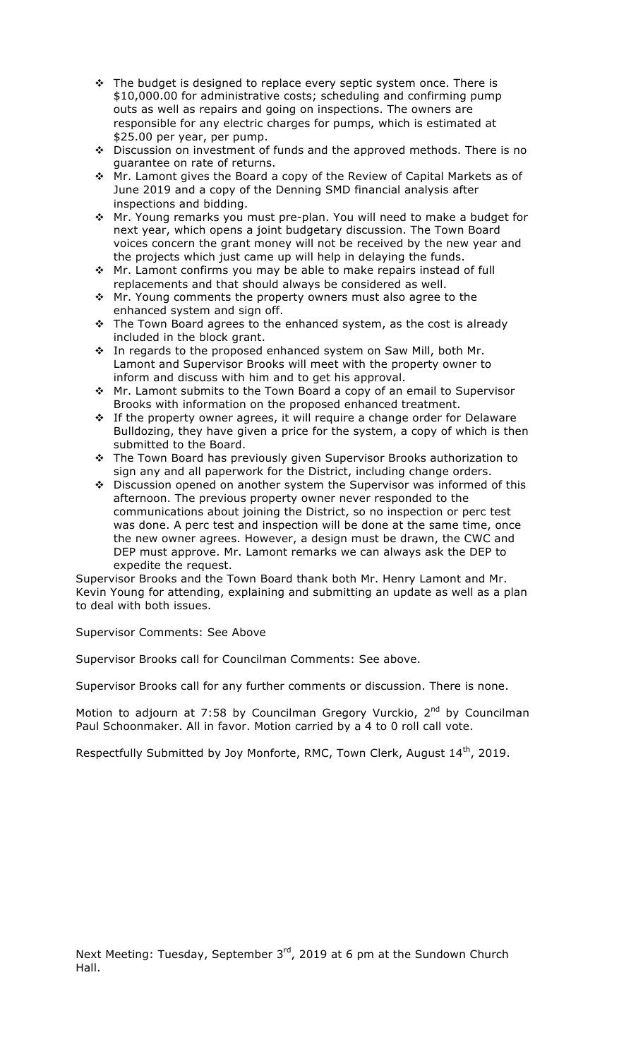- The budget is designed to replace every septic system once. There is $10,000.00 for administrative costs; scheduling and confirming pump outs as well as repairs and going on inspections. The owners are responsible for any electric charges for pumps, which is estimated at $25.00 per year, per pump.
- Discussion on investment of funds and the approved methods. There is no guarantee on rate of returns.
- Mr. Lamont gives the Board a copy of the Review of Capital Markets as of June 2019 and a copy of the Denning SMD financial analysis after inspections and bidding.
- Mr. Young remarks you must pre-plan. You will need to make a budget for next year, which opens a joint budgetary discussion. The Town Board voices concern the grant money will not be received by the new year and the projects which just came up will help in delaying the funds.
- Mr. Lamont confirms you may be able to make repairs instead of full replacements and that should always be considered as well.
- Mr. Young comments the property owners must also agree to the enhanced system and sign off.
- The Town Board agrees to the enhanced system, as the cost is already included in the block grant.
- In regards to the proposed enhanced system on Saw Mill, both Mr. Lamont and Supervisor Brooks will meet with the property owner to inform and discuss with him and to get his approval.
- Mr. Lamont submits to the Town Board a copy of an email to Supervisor Brooks with information on the proposed enhanced treatment.
- If the property owner agrees, it will require a change order for Delaware Bulldozing, they have given a price for the system, a copy of which is then submitted to the Board.
- The Town Board has previously given Supervisor Brooks authorization to sign any and all paperwork for the District, including change orders.
- Discussion opened on another system the Supervisor was informed of this afternoon. The previous property owner never responded to the communications about joining the District, so no inspection or perc test was done. A perc test and inspection will be done at the same time, once the new owner agrees. However, a design must be drawn, the CWC and DEP must approve. Mr. Lamont remarks we can always ask the DEP to expedite the request.

Supervisor Brooks and the Town Board thank both Mr. Henry Lamont and Mr. Kevin Young for attending, explaining and submitting an update as well as a plan to deal with both issues.

Supervisor Comments: See Above

Supervisor Brooks call for Councilman Comments: See above.

Supervisor Brooks call for any further comments or discussion. There is none.

Motion to adjourn at 7:58 by Councilman Gregory Vurckio, 2nd by Councilman Paul Schoonmaker. All in favor. Motion carried by a 4 to 0 roll call vote.

Respectfully Submitted by Joy Monforte, RMC, Town Clerk, August 14th, 2019.

Next Meeting: Tuesday, September 3rd, 2019 at 6 pm at the Sundown Church Hall.